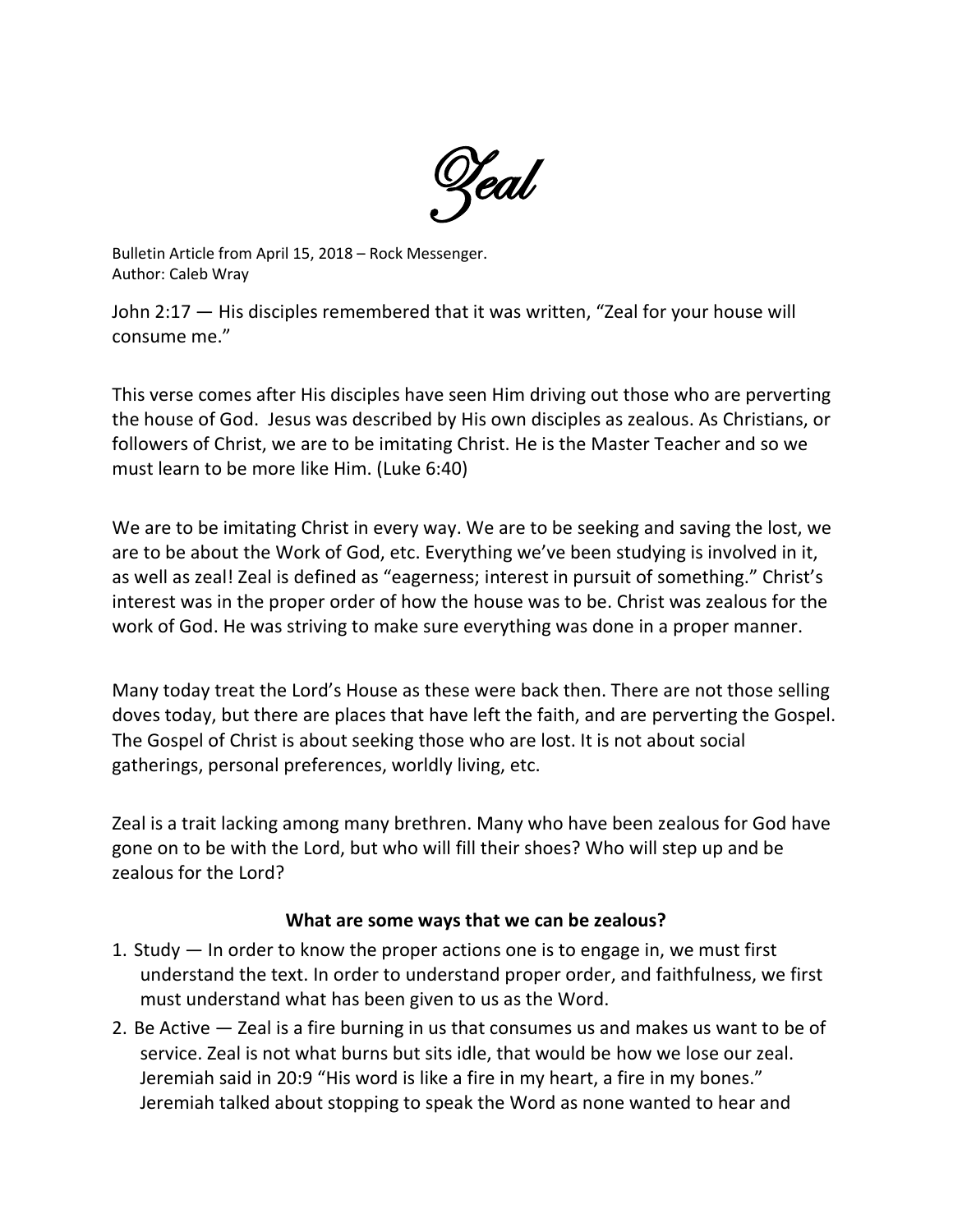# Zeal

Bulletin Article from April 15, 2018 – Rock Messenger.
Author: Caleb Wray

John 2:17 — His disciples remembered that it was written, "Zeal for your house will consume me."

This verse comes after His disciples have seen Him driving out those who are perverting the house of God. Jesus was described by His own disciples as zealous. As Christians, or followers of Christ, we are to be imitating Christ. He is the Master Teacher and so we must learn to be more like Him. (Luke 6:40)

We are to be imitating Christ in every way. We are to be seeking and saving the lost, we are to be about the Work of God, etc. Everything we've been studying is involved in it, as well as zeal! Zeal is defined as "eagerness; interest in pursuit of something." Christ's interest was in the proper order of how the house was to be. Christ was zealous for the work of God. He was striving to make sure everything was done in a proper manner.

Many today treat the Lord's House as these were back then. There are not those selling doves today, but there are places that have left the faith, and are perverting the Gospel. The Gospel of Christ is about seeking those who are lost. It is not about social gatherings, personal preferences, worldly living, etc.

Zeal is a trait lacking among many brethren. Many who have been zealous for God have gone on to be with the Lord, but who will fill their shoes? Who will step up and be zealous for the Lord?

**What are some ways that we can be zealous?**

1. Study — In order to know the proper actions one is to engage in, we must first understand the text. In order to understand proper order, and faithfulness, we first must understand what has been given to us as the Word.
2. Be Active — Zeal is a fire burning in us that consumes us and makes us want to be of service. Zeal is not what burns but sits idle, that would be how we lose our zeal. Jeremiah said in 20:9 "His word is like a fire in my heart, a fire in my bones." Jeremiah talked about stopping to speak the Word as none wanted to hear and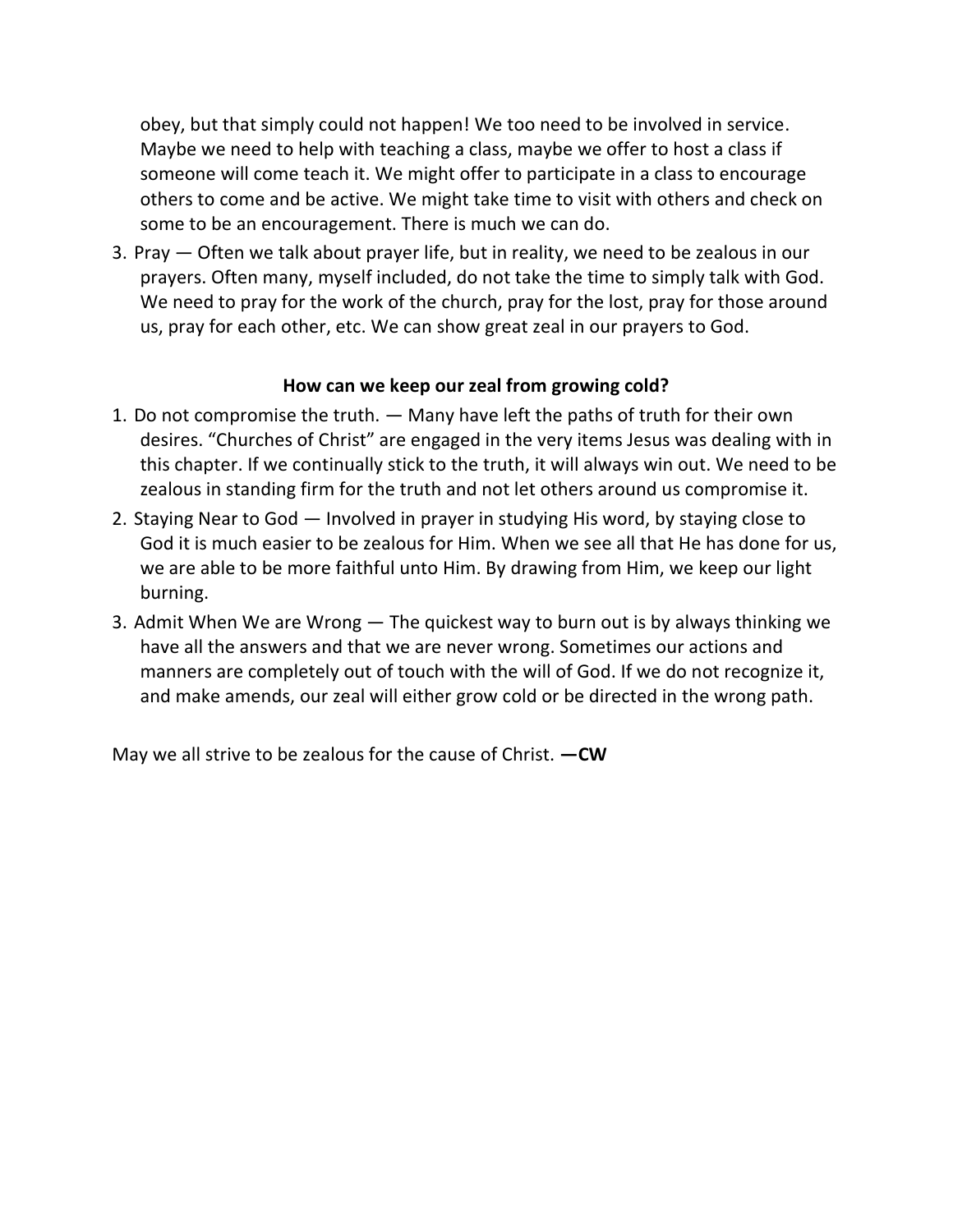obey, but that simply could not happen! We too need to be involved in service. Maybe we need to help with teaching a class, maybe we offer to host a class if someone will come teach it. We might offer to participate in a class to encourage others to come and be active. We might take time to visit with others and check on some to be an encouragement. There is much we can do.

3. Pray — Often we talk about prayer life, but in reality, we need to be zealous in our prayers. Often many, myself included, do not take the time to simply talk with God. We need to pray for the work of the church, pray for the lost, pray for those around us, pray for each other, etc. We can show great zeal in our prayers to God.

**How can we keep our zeal from growing cold?**

1. Do not compromise the truth. — Many have left the paths of truth for their own desires. "Churches of Christ" are engaged in the very items Jesus was dealing with in this chapter. If we continually stick to the truth, it will always win out. We need to be zealous in standing firm for the truth and not let others around us compromise it.
2. Staying Near to God — Involved in prayer in studying His word, by staying close to God it is much easier to be zealous for Him. When we see all that He has done for us, we are able to be more faithful unto Him. By drawing from Him, we keep our light burning.
3. Admit When We are Wrong — The quickest way to burn out is by always thinking we have all the answers and that we are never wrong. Sometimes our actions and manners are completely out of touch with the will of God. If we do not recognize it, and make amends, our zeal will either grow cold or be directed in the wrong path.

May we all strive to be zealous for the cause of Christ. **—CW**